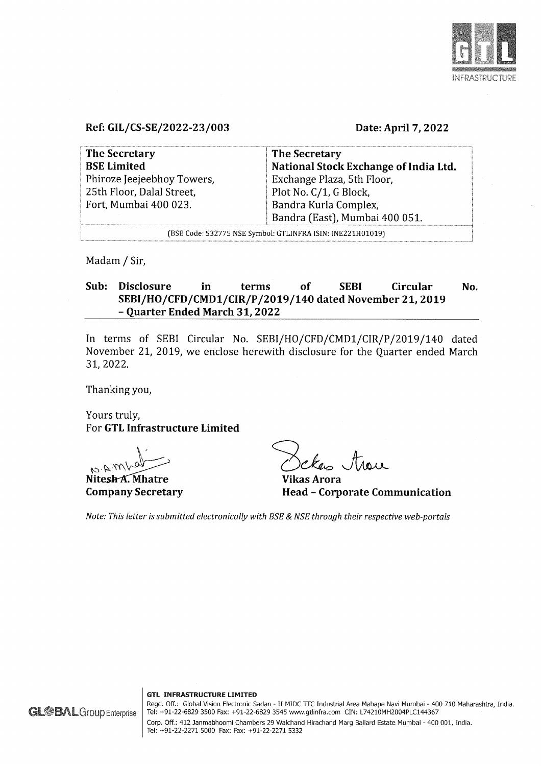Ref: GIL/CS-SE/2022-23/003

Date: April 7, 2022

| **The Secretary**<br>**BSE Limited**<br>Phiroze Jeejeebhoy Towers,<br>25th Floor, Dalal Street,<br>Fort, Mumbai 400 023. | **The Secretary**<br>**National Stock Exchange of India Ltd.**<br>Exchange Plaza, 5th Floor,<br>Plot No. C/1, G Block,<br>Bandra Kurla Complex,<br>Bandra (East), Mumbai 400 051. |
|---|---|
| (BSE Code: 532775 NSE Symbol: GTLINFRA ISIN: INE221H01019) | |

Madam / Sir,

**Sub: Disclosure in terms of SEBI Circular No. SEBI/HO/CFD/CMD1/CIR/P/2019/140 dated November 21, 2019 – Quarter Ended March 31, 2022**

In terms of SEBI Circular No. SEBI/HO/CFD/CMD1/CIR/P/2019/140 dated November 21, 2019, we enclose herewith disclosure for the Quarter ended March 31, 2022.

Thanking you,

Yours truly,
For **GTL Infrastructure Limited**

**Nitesh A. Mhatre**
**Company Secretary**

**Vikas Arora**
**Head – Corporate Communication**

*Note: This letter is submitted electronically with BSE & NSE through their respective web-portals*

**GTL INFRASTRUCTURE LIMITED**
Regd. Off.: Global Vision Electronic Sadan - II MIDC TTC Industrial Area Mahape Navi Mumbai - 400 710 Maharashtra, India.
Tel: +91-22-6829 3500 Fax: +91-22-6829 3545 www.gtlinfra.com CIN: L74210MH2004PLC144367
Corp. Off.: 412 Janmabhoomi Chambers 29 Walchand Hirachand Marg Ballard Estate Mumbai - 400 001, India.
Tel: +91-22-2271 5000 Fax: Fax: +91-22-2271 5332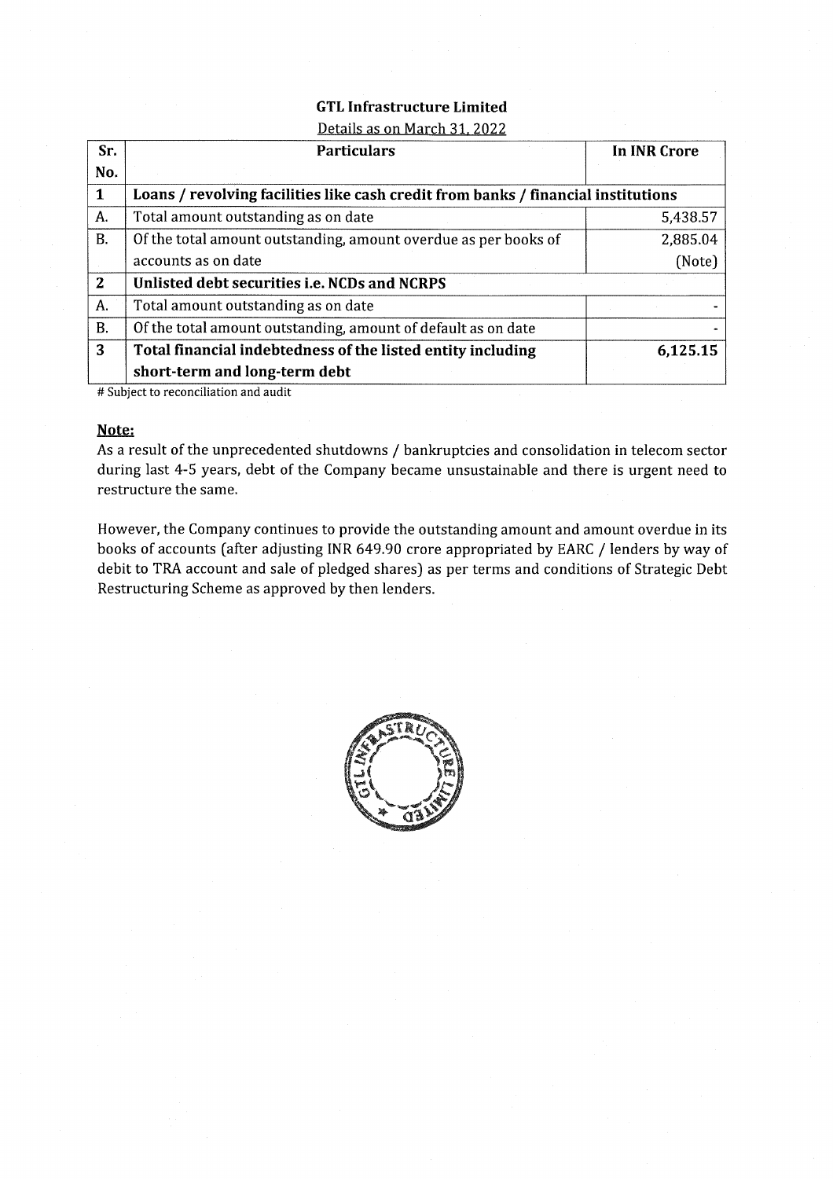**GTL Infrastructure Limited**

Details as on March 31, 2022

| Sr. No. | Particulars | In INR Crore |
|---|---|---|
| **1** | **Loans / revolving facilities like cash credit from banks / financial institutions** | |
| A. | Total amount outstanding as on date | 5,438.57 |
| B. | Of the total amount outstanding, amount overdue as per books of accounts as on date | 2,885.04 (Note) |
| **2** | **Unlisted debt securities i.e. NCDs and NCRPS** | |
| A. | Total amount outstanding as on date | - |
| B. | Of the total amount outstanding, amount of default as on date | - |
| **3** | **Total financial indebtedness of the listed entity including short-term and long-term debt** | **6,125.15** |

# Subject to reconciliation and audit

**Note:**

As a result of the unprecedented shutdowns / bankruptcies and consolidation in telecom sector during last 4-5 years, debt of the Company became unsustainable and there is urgent need to restructure the same.

However, the Company continues to provide the outstanding amount and amount overdue in its books of accounts (after adjusting INR 649.90 crore appropriated by EARC / lenders by way of debit to TRA account and sale of pledged shares) as per terms and conditions of Strategic Debt Restructuring Scheme as approved by then lenders.